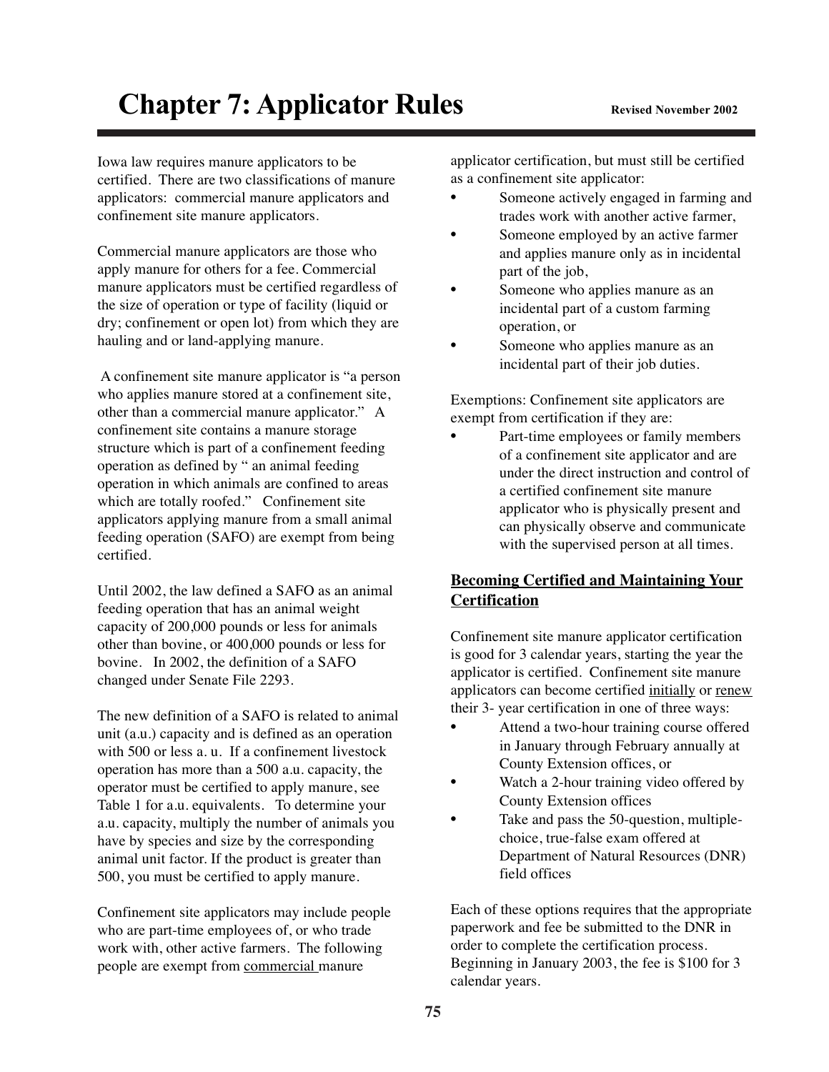# Chapter 7: Applicator Rules

Revised November 2002

Iowa law requires manure applicators to be certified. There are two classifications of manure applicators: commercial manure applicators and confinement site manure applicators.

Commercial manure applicators are those who apply manure for others for a fee. Commercial manure applicators must be certified regardless of the size of operation or type of facility (liquid or dry; confinement or open lot) from which they are hauling and or land-applying manure.

A confinement site manure applicator is "a person who applies manure stored at a confinement site, other than a commercial manure applicator." A confinement site contains a manure storage structure which is part of a confinement feeding operation as defined by " an animal feeding operation in which animals are confined to areas which are totally roofed." Confinement site applicators applying manure from a small animal feeding operation (SAFO) are exempt from being certified.

Until 2002, the law defined a SAFO as an animal feeding operation that has an animal weight capacity of 200,000 pounds or less for animals other than bovine, or 400,000 pounds or less for bovine. In 2002, the definition of a SAFO changed under Senate File 2293.

The new definition of a SAFO is related to animal unit (a.u.) capacity and is defined as an operation with 500 or less a. u. If a confinement livestock operation has more than a 500 a.u. capacity, the operator must be certified to apply manure, see Table 1 for a.u. equivalents. To determine your a.u. capacity, multiply the number of animals you have by species and size by the corresponding animal unit factor. If the product is greater than 500, you must be certified to apply manure.

Confinement site applicators may include people who are part-time employees of, or who trade work with, other active farmers. The following people are exempt from commercial manure applicator certification, but must still be certified as a confinement site applicator:

- Someone actively engaged in farming and trades work with another active farmer,
- Someone employed by an active farmer and applies manure only as in incidental part of the job,
- Someone who applies manure as an incidental part of a custom farming operation, or
- Someone who applies manure as an incidental part of their job duties.

Exemptions: Confinement site applicators are exempt from certification if they are:

- Part-time employees or family members of a confinement site applicator and are under the direct instruction and control of a certified confinement site manure applicator who is physically present and can physically observe and communicate with the supervised person at all times.

## Becoming Certified and Maintaining Your Certification

Confinement site manure applicator certification is good for 3 calendar years, starting the year the applicator is certified. Confinement site manure applicators can become certified initially or renew their 3- year certification in one of three ways:

- Attend a two-hour training course offered in January through February annually at County Extension offices, or
- Watch a 2-hour training video offered by County Extension offices
- Take and pass the 50-question, multiple-choice, true-false exam offered at Department of Natural Resources (DNR) field offices

Each of these options requires that the appropriate paperwork and fee be submitted to the DNR in order to complete the certification process. Beginning in January 2003, the fee is $100 for 3 calendar years.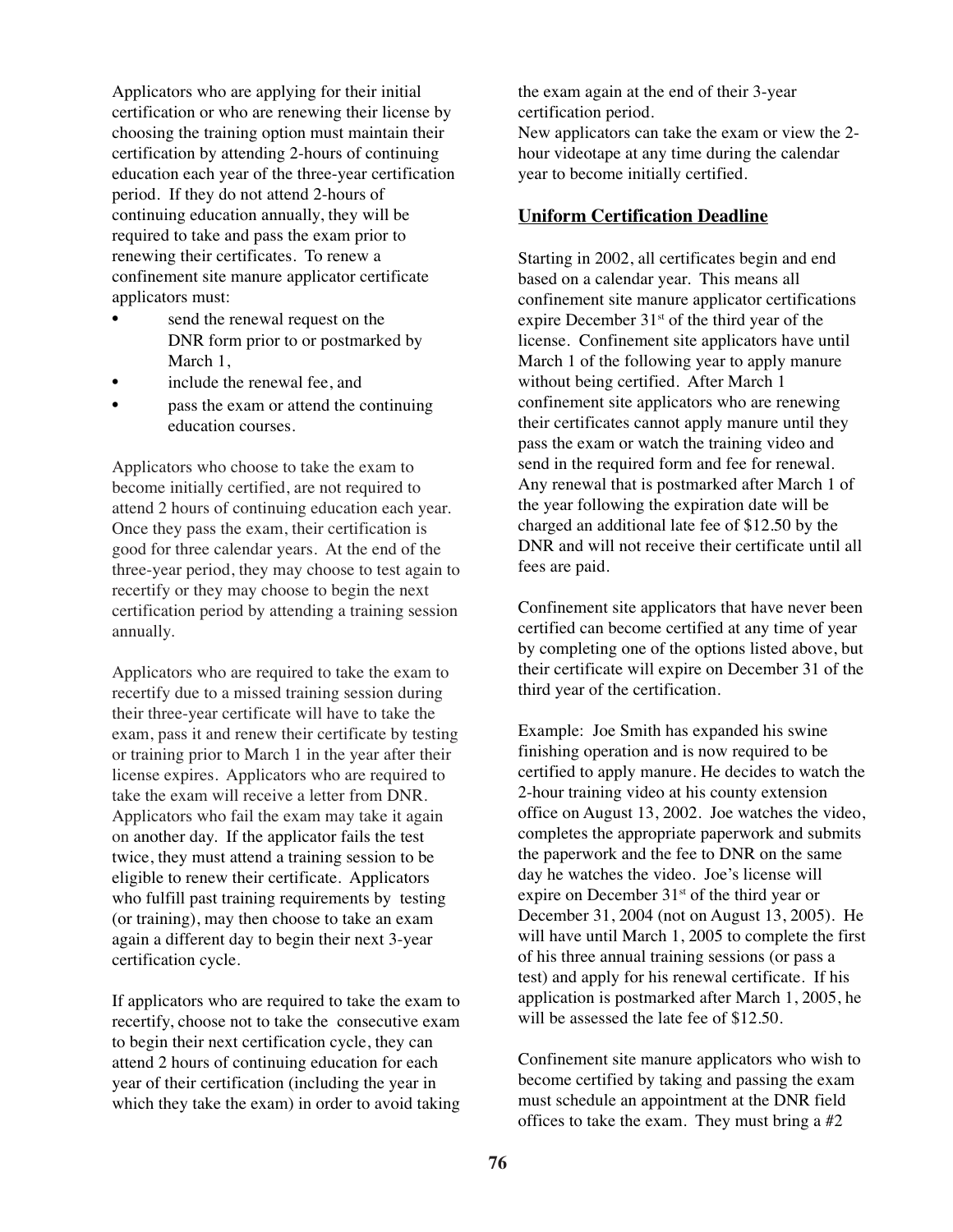Applicators who are applying for their initial certification or who are renewing their license by choosing the training option must maintain their certification by attending 2-hours of continuing education each year of the three-year certification period. If they do not attend 2-hours of continuing education annually, they will be required to take and pass the exam prior to renewing their certificates. To renew a confinement site manure applicator certificate applicators must:

- send the renewal request on the DNR form prior to or postmarked by March 1,
- include the renewal fee, and
- pass the exam or attend the continuing education courses.

Applicators who choose to take the exam to become initially certified, are not required to attend 2 hours of continuing education each year. Once they pass the exam, their certification is good for three calendar years. At the end of the three-year period, they may choose to test again to recertify or they may choose to begin the next certification period by attending a training session annually.

Applicators who are required to take the exam to recertify due to a missed training session during their three-year certificate will have to take the exam, pass it and renew their certificate by testing or training prior to March 1 in the year after their license expires. Applicators who are required to take the exam will receive a letter from DNR. Applicators who fail the exam may take it again on another day. If the applicator fails the test twice, they must attend a training session to be eligible to renew their certificate. Applicators who fulfill past training requirements by testing (or training), may then choose to take an exam again a different day to begin their next 3-year certification cycle.

If applicators who are required to take the exam to recertify, choose not to take the consecutive exam to begin their next certification cycle, they can attend 2 hours of continuing education for each year of their certification (including the year in which they take the exam) in order to avoid taking the exam again at the end of their 3-year certification period.

New applicators can take the exam or view the 2-hour videotape at any time during the calendar year to become initially certified.

## Uniform Certification Deadline

Starting in 2002, all certificates begin and end based on a calendar year. This means all confinement site manure applicator certifications expire December 31st of the third year of the license. Confinement site applicators have until March 1 of the following year to apply manure without being certified. After March 1 confinement site applicators who are renewing their certificates cannot apply manure until they pass the exam or watch the training video and send in the required form and fee for renewal. Any renewal that is postmarked after March 1 of the year following the expiration date will be charged an additional late fee of $12.50 by the DNR and will not receive their certificate until all fees are paid.

Confinement site applicators that have never been certified can become certified at any time of year by completing one of the options listed above, but their certificate will expire on December 31 of the third year of the certification.

Example: Joe Smith has expanded his swine finishing operation and is now required to be certified to apply manure. He decides to watch the 2-hour training video at his county extension office on August 13, 2002. Joe watches the video, completes the appropriate paperwork and submits the paperwork and the fee to DNR on the same day he watches the video. Joe's license will expire on December 31st of the third year or December 31, 2004 (not on August 13, 2005). He will have until March 1, 2005 to complete the first of his three annual training sessions (or pass a test) and apply for his renewal certificate. If his application is postmarked after March 1, 2005, he will be assessed the late fee of $12.50.

Confinement site manure applicators who wish to become certified by taking and passing the exam must schedule an appointment at the DNR field offices to take the exam. They must bring a #2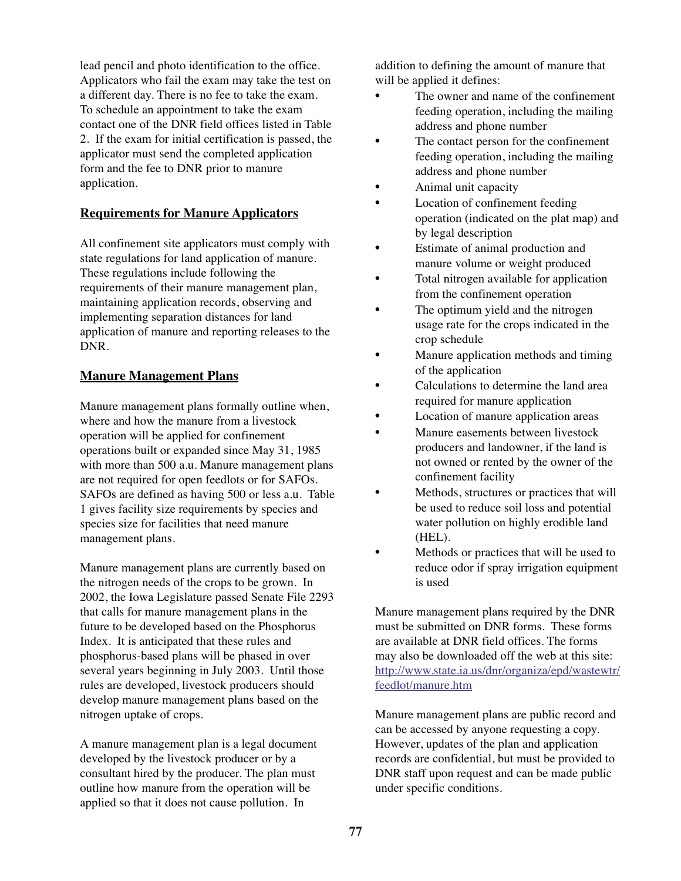lead pencil and photo identification to the office. Applicators who fail the exam may take the test on a different day. There is no fee to take the exam. To schedule an appointment to take the exam contact one of the DNR field offices listed in Table 2. If the exam for initial certification is passed, the applicator must send the completed application form and the fee to DNR prior to manure application.

## Requirements for Manure Applicators

All confinement site applicators must comply with state regulations for land application of manure. These regulations include following the requirements of their manure management plan, maintaining application records, observing and implementing separation distances for land application of manure and reporting releases to the DNR.

## Manure Management Plans

Manure management plans formally outline when, where and how the manure from a livestock operation will be applied for confinement operations built or expanded since May 31, 1985 with more than 500 a.u. Manure management plans are not required for open feedlots or for SAFOs. SAFOs are defined as having 500 or less a.u. Table 1 gives facility size requirements by species and species size for facilities that need manure management plans.

Manure management plans are currently based on the nitrogen needs of the crops to be grown. In 2002, the Iowa Legislature passed Senate File 2293 that calls for manure management plans in the future to be developed based on the Phosphorus Index. It is anticipated that these rules and phosphorus-based plans will be phased in over several years beginning in July 2003. Until those rules are developed, livestock producers should develop manure management plans based on the nitrogen uptake of crops.

A manure management plan is a legal document developed by the livestock producer or by a consultant hired by the producer. The plan must outline how manure from the operation will be applied so that it does not cause pollution. In addition to defining the amount of manure that will be applied it defines:

- The owner and name of the confinement feeding operation, including the mailing address and phone number
- The contact person for the confinement feeding operation, including the mailing address and phone number
- Animal unit capacity
- Location of confinement feeding operation (indicated on the plat map) and by legal description
- Estimate of animal production and manure volume or weight produced
- Total nitrogen available for application from the confinement operation
- The optimum yield and the nitrogen usage rate for the crops indicated in the crop schedule
- Manure application methods and timing of the application
- Calculations to determine the land area required for manure application
- Location of manure application areas
- Manure easements between livestock producers and landowner, if the land is not owned or rented by the owner of the confinement facility
- Methods, structures or practices that will be used to reduce soil loss and potential water pollution on highly erodible land (HEL).
- Methods or practices that will be used to reduce odor if spray irrigation equipment is used

Manure management plans required by the DNR must be submitted on DNR forms. These forms are available at DNR field offices. The forms may also be downloaded off the web at this site: http://www.state.ia.us/dnr/organiza/epd/wastewtr/feedlot/manure.htm

Manure management plans are public record and can be accessed by anyone requesting a copy. However, updates of the plan and application records are confidential, but must be provided to DNR staff upon request and can be made public under specific conditions.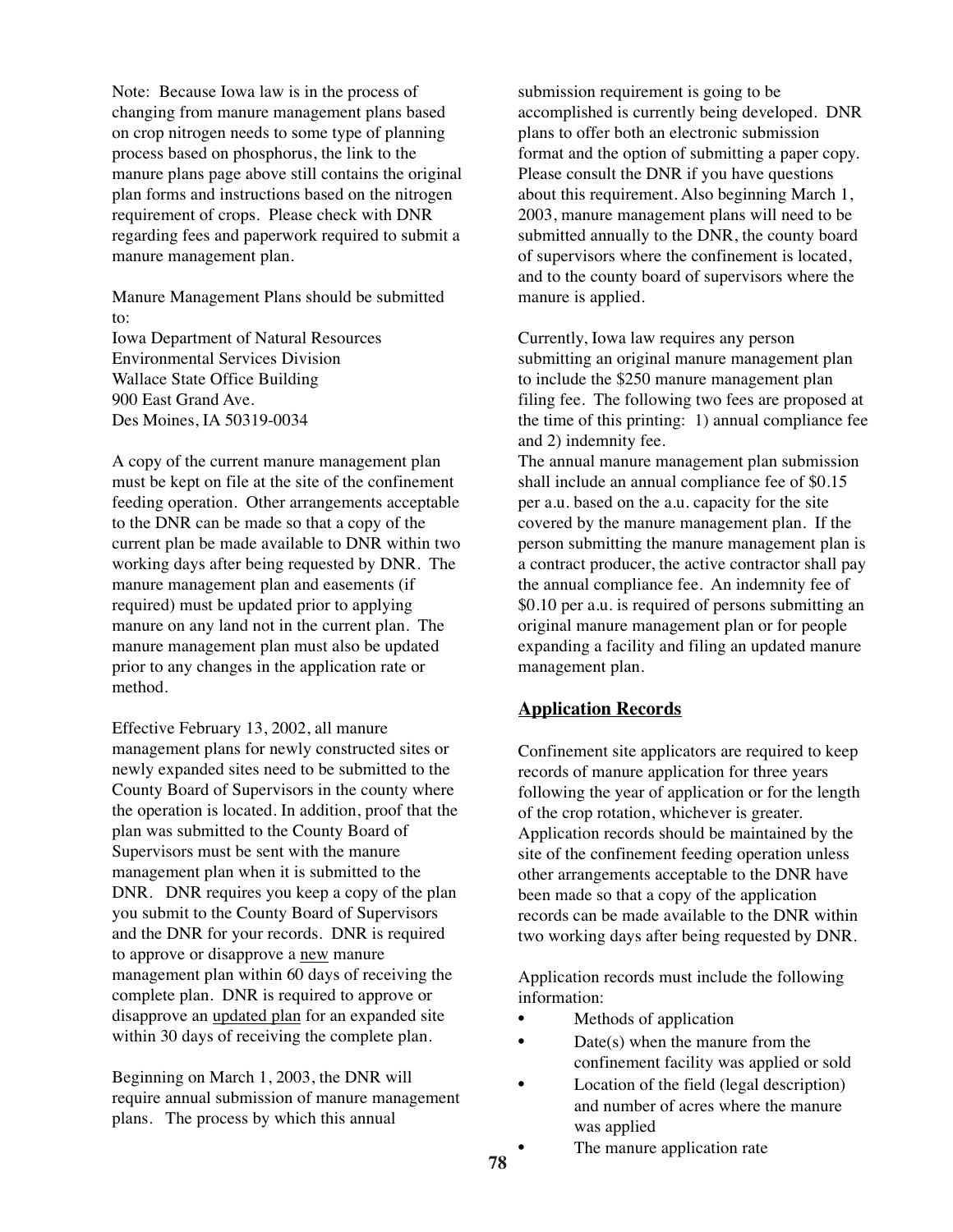Note: Because Iowa law is in the process of changing from manure management plans based on crop nitrogen needs to some type of planning process based on phosphorus, the link to the manure plans page above still contains the original plan forms and instructions based on the nitrogen requirement of crops. Please check with DNR regarding fees and paperwork required to submit a manure management plan.

Manure Management Plans should be submitted to:
Iowa Department of Natural Resources
Environmental Services Division
Wallace State Office Building
900 East Grand Ave.
Des Moines, IA 50319-0034

A copy of the current manure management plan must be kept on file at the site of the confinement feeding operation. Other arrangements acceptable to the DNR can be made so that a copy of the current plan be made available to DNR within two working days after being requested by DNR. The manure management plan and easements (if required) must be updated prior to applying manure on any land not in the current plan. The manure management plan must also be updated prior to any changes in the application rate or method.

Effective February 13, 2002, all manure management plans for newly constructed sites or newly expanded sites need to be submitted to the County Board of Supervisors in the county where the operation is located. In addition, proof that the plan was submitted to the County Board of Supervisors must be sent with the manure management plan when it is submitted to the DNR. DNR requires you keep a copy of the plan you submit to the County Board of Supervisors and the DNR for your records. DNR is required to approve or disapprove a <u>new</u> manure management plan within 60 days of receiving the complete plan. DNR is required to approve or disapprove an <u>updated plan</u> for an expanded site within 30 days of receiving the complete plan.

Beginning on March 1, 2003, the DNR will require annual submission of manure management plans. The process by which this annual submission requirement is going to be accomplished is currently being developed. DNR plans to offer both an electronic submission format and the option of submitting a paper copy. Please consult the DNR if you have questions about this requirement. Also beginning March 1, 2003, manure management plans will need to be submitted annually to the DNR, the county board of supervisors where the confinement is located, and to the county board of supervisors where the manure is applied.

Currently, Iowa law requires any person submitting an original manure management plan to include the $250 manure management plan filing fee. The following two fees are proposed at the time of this printing: 1) annual compliance fee and 2) indemnity fee.
The annual manure management plan submission shall include an annual compliance fee of $0.15 per a.u. based on the a.u. capacity for the site covered by the manure management plan. If the person submitting the manure management plan is a contract producer, the active contractor shall pay the annual compliance fee. An indemnity fee of $0.10 per a.u. is required of persons submitting an original manure management plan or for people expanding a facility and filing an updated manure management plan.

## Application Records

Confinement site applicators are required to keep records of manure application for three years following the year of application or for the length of the crop rotation, whichever is greater. Application records should be maintained by the site of the confinement feeding operation unless other arrangements acceptable to the DNR have been made so that a copy of the application records can be made available to the DNR within two working days after being requested by DNR.

Application records must include the following information:

- Methods of application
- Date(s) when the manure from the confinement facility was applied or sold
- Location of the field (legal description) and number of acres where the manure was applied
- The manure application rate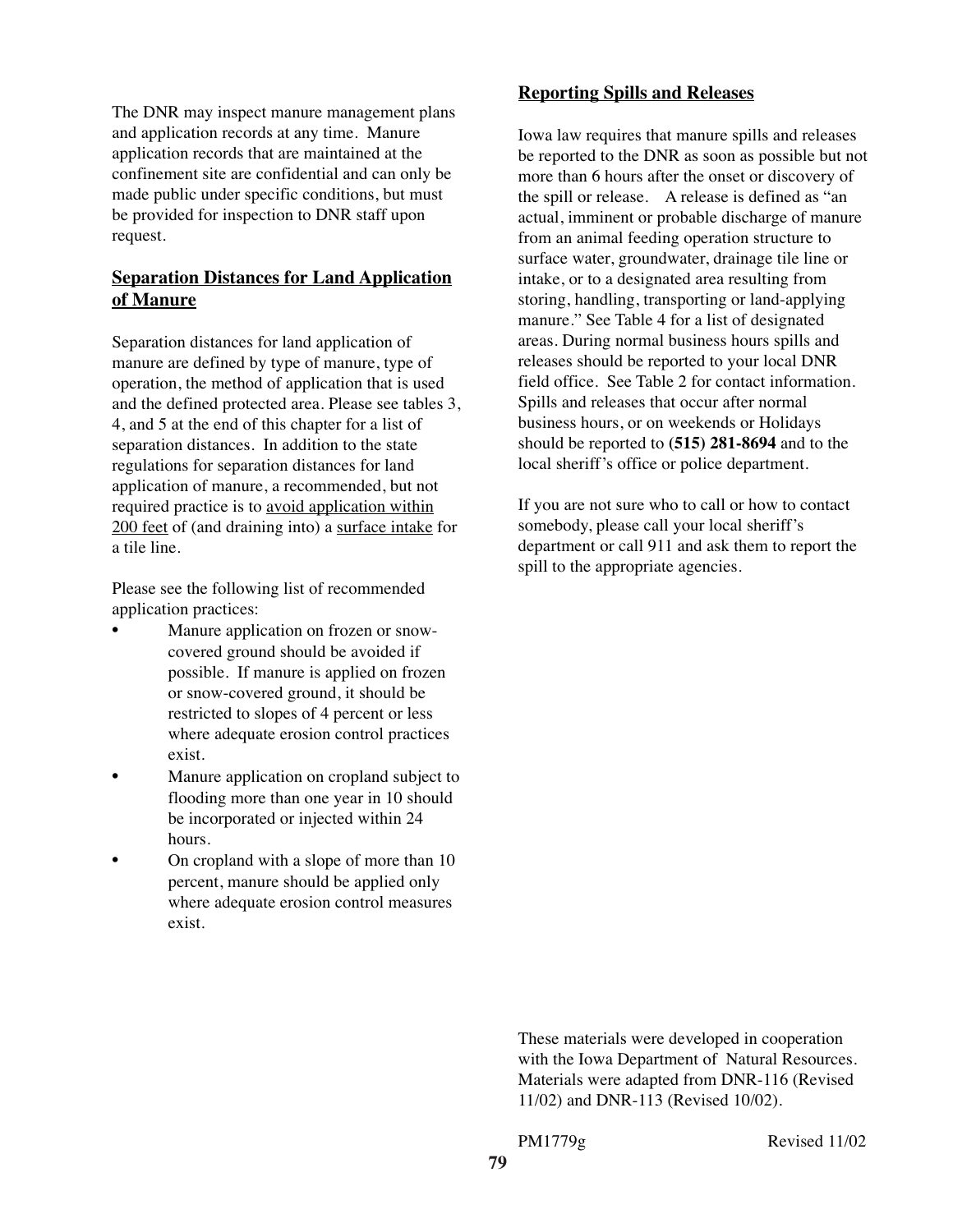The DNR may inspect manure management plans and application records at any time. Manure application records that are maintained at the confinement site are confidential and can only be made public under specific conditions, but must be provided for inspection to DNR staff upon request.

## Separation Distances for Land Application of Manure

Separation distances for land application of manure are defined by type of manure, type of operation, the method of application that is used and the defined protected area. Please see tables 3, 4, and 5 at the end of this chapter for a list of separation distances. In addition to the state regulations for separation distances for land application of manure, a recommended, but not required practice is to avoid application within 200 feet of (and draining into) a surface intake for a tile line.

Please see the following list of recommended application practices:

- Manure application on frozen or snow-covered ground should be avoided if possible. If manure is applied on frozen or snow-covered ground, it should be restricted to slopes of 4 percent or less where adequate erosion control practices exist.
- Manure application on cropland subject to flooding more than one year in 10 should be incorporated or injected within 24 hours.
- On cropland with a slope of more than 10 percent, manure should be applied only where adequate erosion control measures exist.

## Reporting Spills and Releases

Iowa law requires that manure spills and releases be reported to the DNR as soon as possible but not more than 6 hours after the onset or discovery of the spill or release. A release is defined as "an actual, imminent or probable discharge of manure from an animal feeding operation structure to surface water, groundwater, drainage tile line or intake, or to a designated area resulting from storing, handling, transporting or land-applying manure." See Table 4 for a list of designated areas. During normal business hours spills and releases should be reported to your local DNR field office. See Table 2 for contact information. Spills and releases that occur after normal business hours, or on weekends or Holidays should be reported to **(515) 281-8694** and to the local sheriff's office or police department.

If you are not sure who to call or how to contact somebody, please call your local sheriff's department or call 911 and ask them to report the spill to the appropriate agencies.

These materials were developed in cooperation with the Iowa Department of Natural Resources. Materials were adapted from DNR-116 (Revised 11/02) and DNR-113 (Revised 10/02).

PM1779g Revised 11/02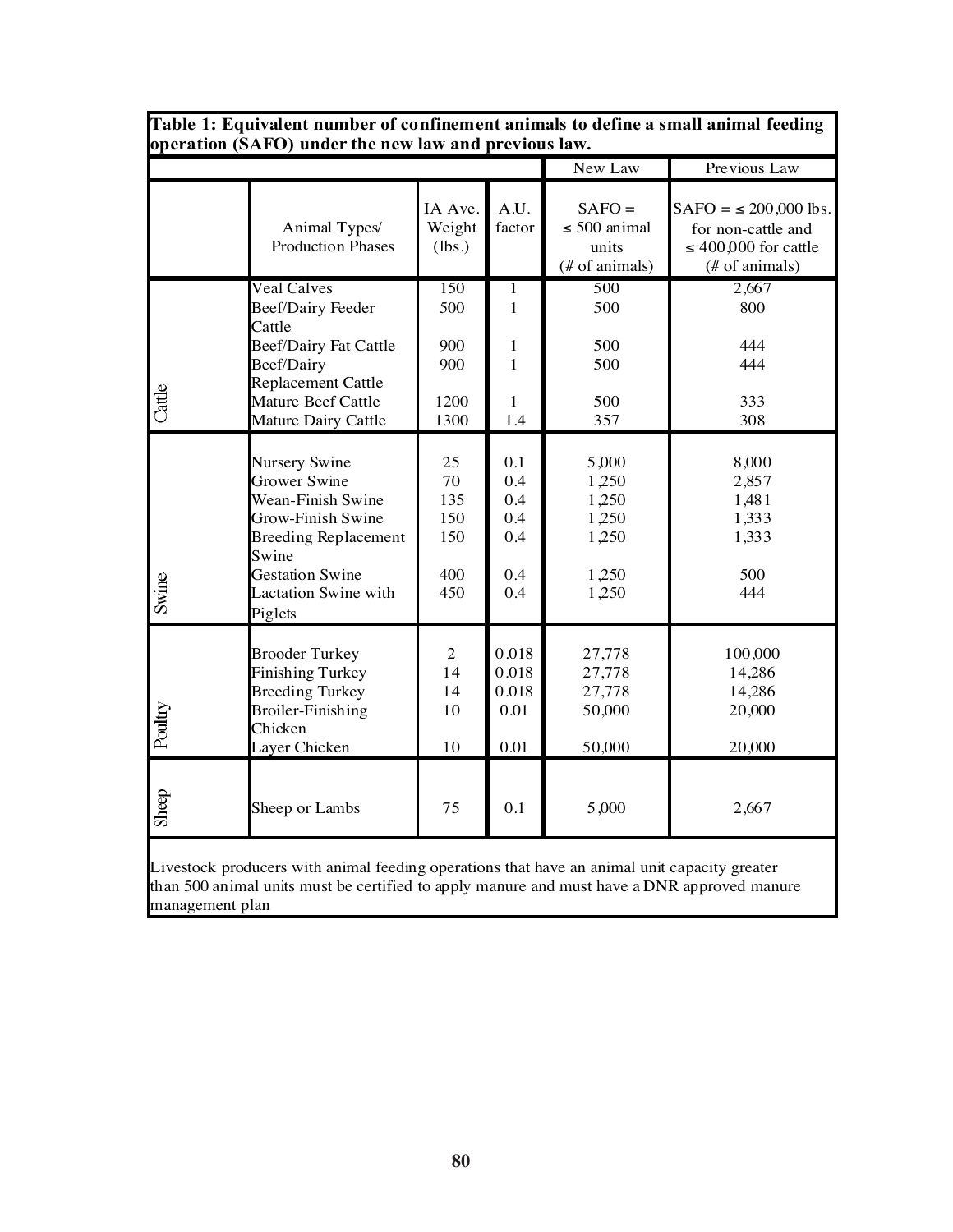**Table 1: Equivalent number of confinement animals to define a small animal feeding operation (SAFO) under the new law and previous law.**

| | | | | New Law | Previous Law |
|---|---|---|---|---|---|
| | Animal Types/ Production Phases | IA Ave. Weight (lbs.) | A.U. factor | SAFO = ≤ 500 animal units (# of animals) | SAFO = ≤ 200,000 lbs. for non-cattle and ≤ 400,000 for cattle (# of animals) |
| Cattle | Veal Calves | 150 | 1 | 500 | 2,667 |
| | Beef/Dairy Feeder Cattle | 500 | 1 | 500 | 800 |
| | Beef/Dairy Fat Cattle | 900 | 1 | 500 | 444 |
| | Beef/Dairy Replacement Cattle | 900 | 1 | 500 | 444 |
| | Mature Beef Cattle | 1200 | 1 | 500 | 333 |
| | Mature Dairy Cattle | 1300 | 1.4 | 357 | 308 |
| Swine | Nursery Swine | 25 | 0.1 | 5,000 | 8,000 |
| | Grower Swine | 70 | 0.4 | 1,250 | 2,857 |
| | Wean-Finish Swine | 135 | 0.4 | 1,250 | 1,481 |
| | Grow-Finish Swine | 150 | 0.4 | 1,250 | 1,333 |
| | Breeding Replacement Swine | 150 | 0.4 | 1,250 | 1,333 |
| | Gestation Swine | 400 | 0.4 | 1,250 | 500 |
| | Lactation Swine with Piglets | 450 | 0.4 | 1,250 | 444 |
| Poultry | Brooder Turkey | 2 | 0.018 | 27,778 | 100,000 |
| | Finishing Turkey | 14 | 0.018 | 27,778 | 14,286 |
| | Breeding Turkey | 14 | 0.018 | 27,778 | 14,286 |
| | Broiler-Finishing Chicken | 10 | 0.01 | 50,000 | 20,000 |
| | Layer Chicken | 10 | 0.01 | 50,000 | 20,000 |
| Sheep | Sheep or Lambs | 75 | 0.1 | 5,000 | 2,667 |

Livestock producers with animal feeding operations that have an animal unit capacity greater than 500 animal units must be certified to apply manure and must have a DNR approved manure management plan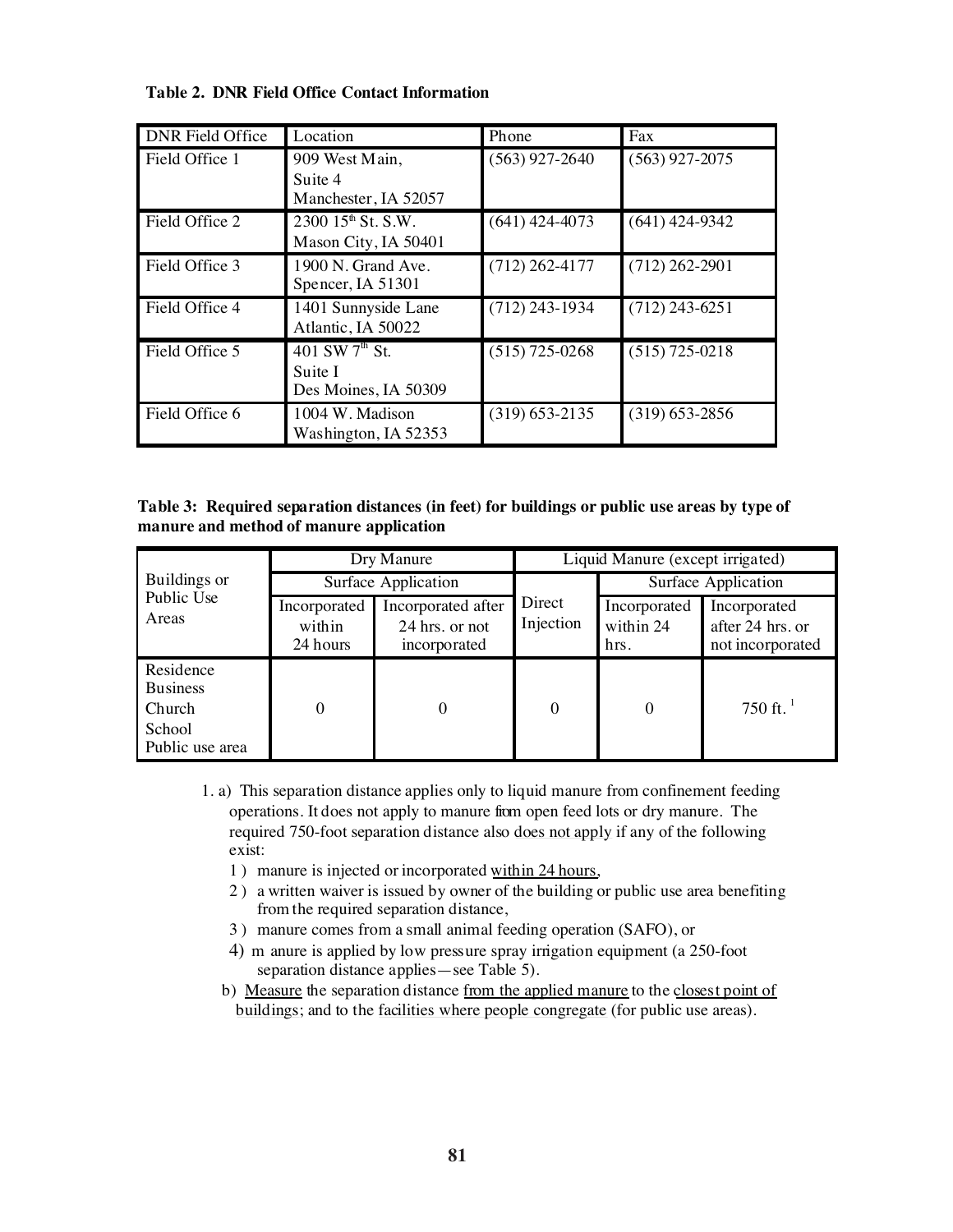**Table 2. DNR Field Office Contact Information**

| DNR Field Office | Location | Phone | Fax |
|---|---|---|---|
| Field Office 1 | 909 West Main, Suite 4 Manchester, IA 52057 | (563) 927-2640 | (563) 927-2075 |
| Field Office 2 | 2300 15th St. S.W. Mason City, IA 50401 | (641) 424-4073 | (641) 424-9342 |
| Field Office 3 | 1900 N. Grand Ave. Spencer, IA 51301 | (712) 262-4177 | (712) 262-2901 |
| Field Office 4 | 1401 Sunnyside Lane Atlantic, IA 50022 | (712) 243-1934 | (712) 243-6251 |
| Field Office 5 | 401 SW 7th St. Suite I Des Moines, IA 50309 | (515) 725-0268 | (515) 725-0218 |
| Field Office 6 | 1004 W. Madison Washington, IA 52353 | (319) 653-2135 | (319) 653-2856 |

**Table 3: Required separation distances (in feet) for buildings or public use areas by type of manure and method of manure application**

| Buildings or Public Use Areas | Dry Manure | | Liquid Manure (except irrigated) | | |
|---|---|---|---|---|---|
| | Surface Application | | Direct Injection | Surface Application | |
| | Incorporated within 24 hours | Incorporated after 24 hrs. or not incorporated | | Incorporated within 24 hrs. | Incorporated after 24 hrs. or not incorporated |
| Residence Business Church School Public use area | 0 | 0 | 0 | 0 | 750 ft. [1] |

1. a) This separation distance applies only to liquid manure from confinement feeding operations. It does not apply to manure from open feed lots or dry manure. The required 750-foot separation distance also does not apply if any of the following exist:
   1) manure is injected or incorporated within 24 hours,
   2) a written waiver is issued by owner of the building or public use area benefiting from the required separation distance,
   3) manure comes from a small animal feeding operation (SAFO), or
   4) manure is applied by low pressure spray irrigation equipment (a 250-foot separation distance applies—see Table 5).

   b) Measure the separation distance from the applied manure to the closest point of buildings; and to the facilities where people congregate (for public use areas).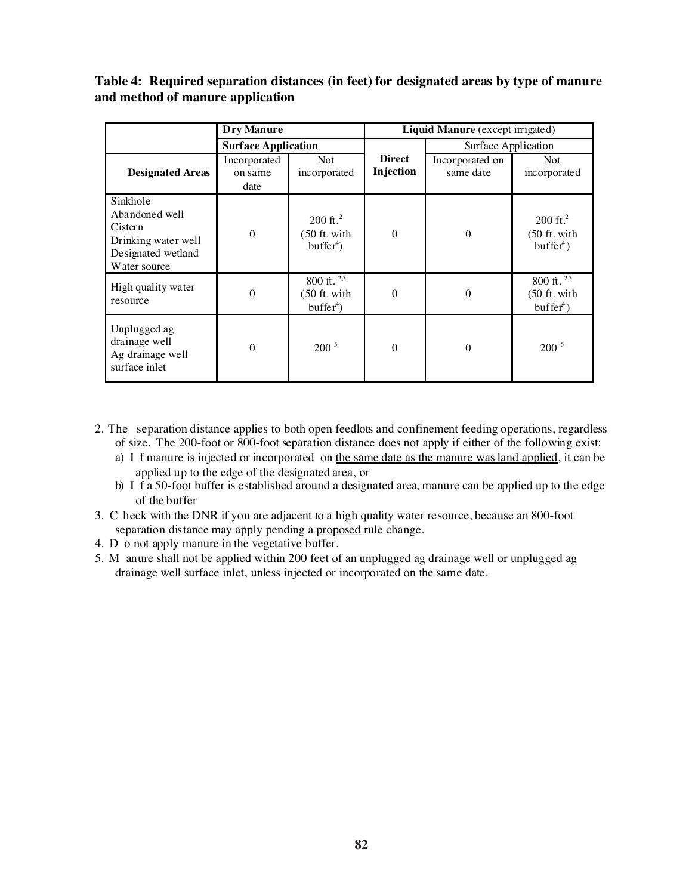**Table 4: Required separation distances (in feet) for designated areas by type of manure and method of manure application**

| | **Dry Manure** | | **Liquid Manure** (except irrigated) | | |
|---|---|---|---|---|---|
| | **Surface Application** | | | Surface Application | |
| **Designated Areas** | Incorporated on same date | Not incorporated | **Direct Injection** | Incorporated on same date | Not incorporated |
| Sinkhole<br>Abandoned well<br>Cistern<br>Drinking water well<br>Designated wetland<br>Water source | 0 | 200 ft.[2] (50 ft. with buffer[4]) | 0 | 0 | 200 ft.[2] (50 ft. with buffer[4]) |
| High quality water resource | 0 | 800 ft. [2,3] (50 ft. with buffer[4]) | 0 | 0 | 800 ft. [2,3] (50 ft. with buffer[4]) |
| Unplugged ag drainage well<br>Ag drainage well surface inlet | 0 | 200 [5] | 0 | 0 | 200 [5] |

2. The separation distance applies to both open feedlots and confinement feeding operations, regardless of size. The 200-foot or 800-foot separation distance does not apply if either of the following exist:
   a) If manure is injected or incorporated on the same date as the manure was land applied, it can be applied up to the edge of the designated area, or
   b) If a 50-foot buffer is established around a designated area, manure can be applied up to the edge of the buffer
3. Check with the DNR if you are adjacent to a high quality water resource, because an 800-foot separation distance may apply pending a proposed rule change.
4. Do not apply manure in the vegetative buffer.
5. Manure shall not be applied within 200 feet of an unplugged ag drainage well or unplugged ag drainage well surface inlet, unless injected or incorporated on the same date.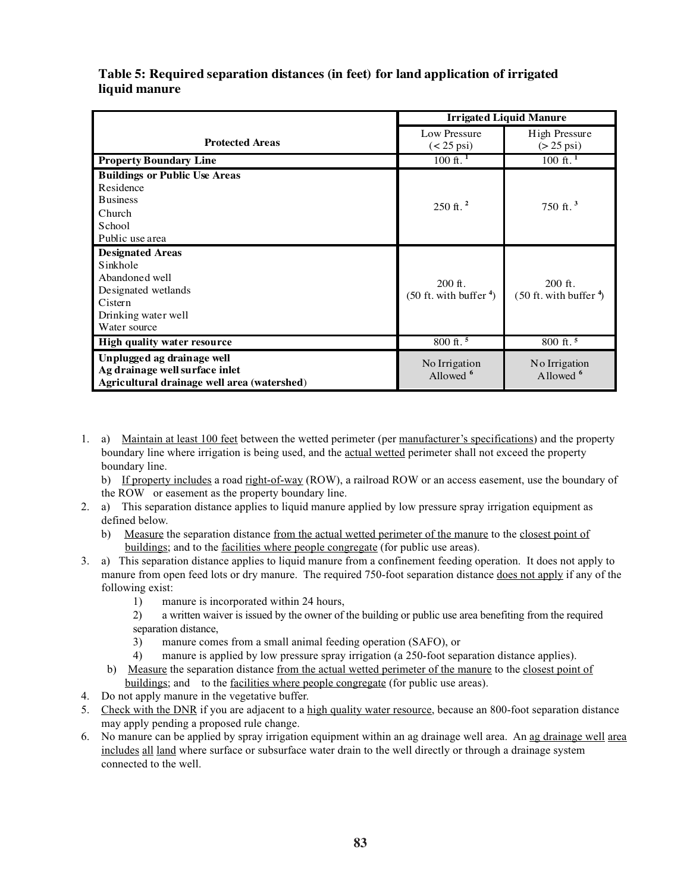### Table 5: Required separation distances (in feet) for land application of irrigated liquid manure

| Protected Areas | Irrigated Liquid Manure | |
|---|---|---|
| | Low Pressure (< 25 psi) | High Pressure (> 25 psi) |
| **Property Boundary Line** | 100 ft. [1] | 100 ft. [1] |
| **Buildings or Public Use Areas**<br>Residence<br>Business<br>Church<br>School<br>Public use area | 250 ft. [2] | 750 ft. [3] |
| **Designated Areas**<br>Sinkhole<br>Abandoned well<br>Designated wetlands<br>Cistern<br>Drinking water well<br>Water source | 200 ft.<br>(50 ft. with buffer [4]) | 200 ft.<br>(50 ft. with buffer [4]) |
| **High quality water resource** | 800 ft. [5] | 800 ft. [5] |
| **Unplugged ag drainage well**<br>**Ag drainage well surface inlet**<br>**Agricultural drainage well area (watershed)** | No Irrigation Allowed [6] | No Irrigation Allowed [6] |

1. a) Maintain at least 100 feet between the wetted perimeter (per manufacturer's specifications) and the property boundary line where irrigation is being used, and the actual wetted perimeter shall not exceed the property boundary line.
   b) If property includes a road right-of-way (ROW), a railroad ROW or an access easement, use the boundary of the ROW or easement as the property boundary line.
2. a) This separation distance applies to liquid manure applied by low pressure spray irrigation equipment as defined below.
   b) Measure the separation distance from the actual wetted perimeter of the manure to the closest point of buildings; and to the facilities where people congregate (for public use areas).
3. a) This separation distance applies to liquid manure from a confinement feeding operation. It does not apply to manure from open feed lots or dry manure. The required 750-foot separation distance does not apply if any of the following exist:
   1) manure is incorporated within 24 hours,
   2) a written waiver is issued by the owner of the building or public use area benefiting from the required separation distance,
   3) manure comes from a small animal feeding operation (SAFO), or
   4) manure is applied by low pressure spray irrigation (a 250-foot separation distance applies).

   b) Measure the separation distance from the actual wetted perimeter of the manure to the closest point of buildings; and to the facilities where people congregate (for public use areas).
4. Do not apply manure in the vegetative buffer.
5. Check with the DNR if you are adjacent to a high quality water resource, because an 800-foot separation distance may apply pending a proposed rule change.
6. No manure can be applied by spray irrigation equipment within an ag drainage well area. An ag drainage well area includes all land where surface or subsurface water drain to the well directly or through a drainage system connected to the well.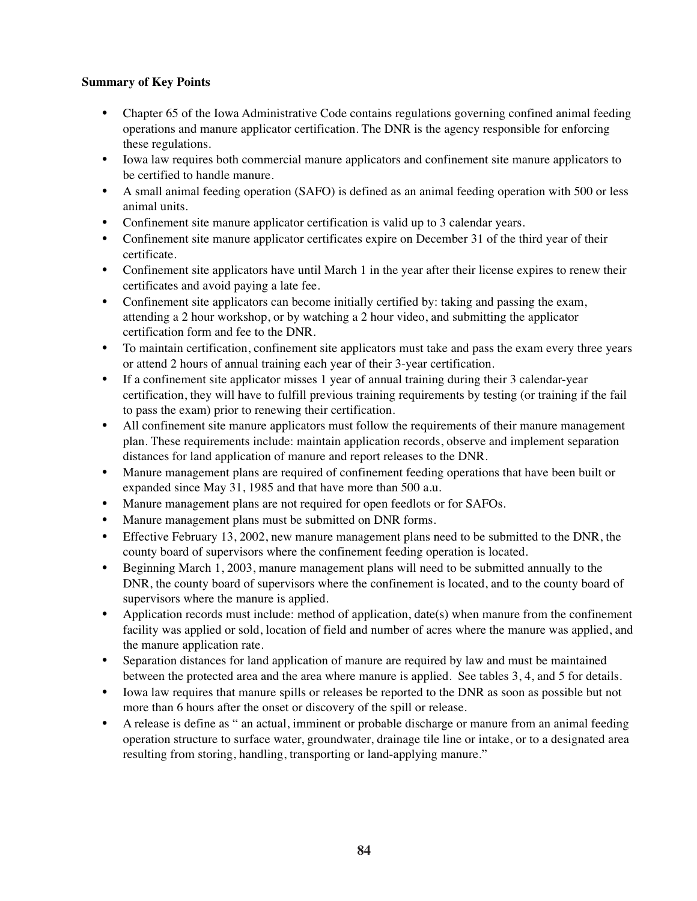**Summary of Key Points**

- Chapter 65 of the Iowa Administrative Code contains regulations governing confined animal feeding operations and manure applicator certification. The DNR is the agency responsible for enforcing these regulations.
- Iowa law requires both commercial manure applicators and confinement site manure applicators to be certified to handle manure.
- A small animal feeding operation (SAFO) is defined as an animal feeding operation with 500 or less animal units.
- Confinement site manure applicator certification is valid up to 3 calendar years.
- Confinement site manure applicator certificates expire on December 31 of the third year of their certificate.
- Confinement site applicators have until March 1 in the year after their license expires to renew their certificates and avoid paying a late fee.
- Confinement site applicators can become initially certified by: taking and passing the exam, attending a 2 hour workshop, or by watching a 2 hour video, and submitting the applicator certification form and fee to the DNR.
- To maintain certification, confinement site applicators must take and pass the exam every three years or attend 2 hours of annual training each year of their 3-year certification.
- If a confinement site applicator misses 1 year of annual training during their 3 calendar-year certification, they will have to fulfill previous training requirements by testing (or training if the fail to pass the exam) prior to renewing their certification.
- All confinement site manure applicators must follow the requirements of their manure management plan. These requirements include: maintain application records, observe and implement separation distances for land application of manure and report releases to the DNR.
- Manure management plans are required of confinement feeding operations that have been built or expanded since May 31, 1985 and that have more than 500 a.u.
- Manure management plans are not required for open feedlots or for SAFOs.
- Manure management plans must be submitted on DNR forms.
- Effective February 13, 2002, new manure management plans need to be submitted to the DNR, the county board of supervisors where the confinement feeding operation is located.
- Beginning March 1, 2003, manure management plans will need to be submitted annually to the DNR, the county board of supervisors where the confinement is located, and to the county board of supervisors where the manure is applied.
- Application records must include: method of application, date(s) when manure from the confinement facility was applied or sold, location of field and number of acres where the manure was applied, and the manure application rate.
- Separation distances for land application of manure are required by law and must be maintained between the protected area and the area where manure is applied. See tables 3, 4, and 5 for details.
- Iowa law requires that manure spills or releases be reported to the DNR as soon as possible but not more than 6 hours after the onset or discovery of the spill or release.
- A release is define as " an actual, imminent or probable discharge or manure from an animal feeding operation structure to surface water, groundwater, drainage tile line or intake, or to a designated area resulting from storing, handling, transporting or land-applying manure."